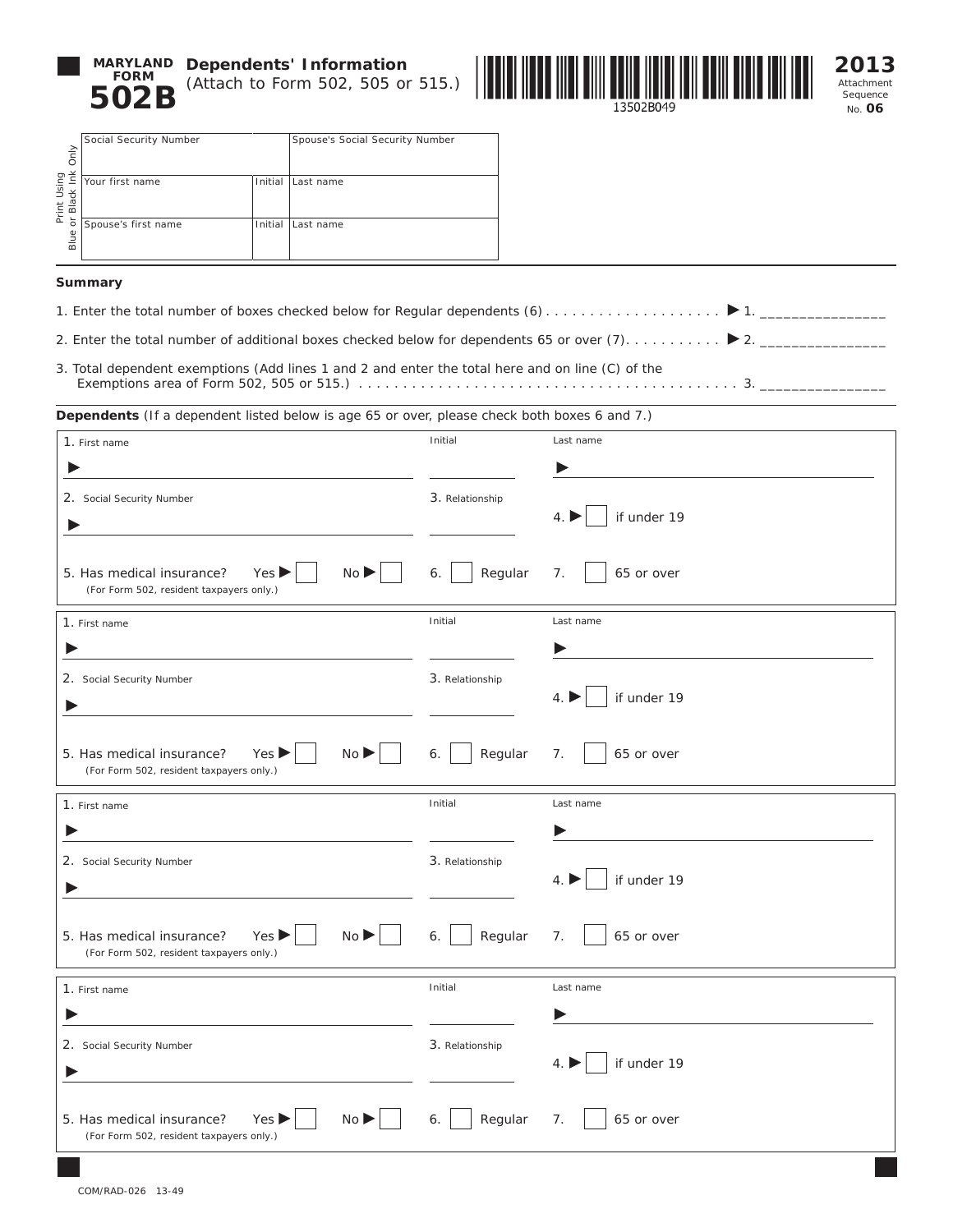# MARYLAND FORM 502B

## Dependents' Information

(Attach to Form 502, 505 or 515.)

13502B049

**2013**
Attachment Sequence No. **06**

Print Using Blue or Black Ink Only

| Social Security Number | | Spouse's Social Security Number |
|---|---|---|
| Your first name | Initial | Last name |
| Spouse's first name | Initial | Last name |

**Summary**

1. Enter the total number of boxes checked below for Regular dependents (6) . . . . . . . . . . . . . . . . . . . . ▶ 1. _______________
2. Enter the total number of additional boxes checked below for dependents 65 or over (7). . . . . . . . . . . ▶ 2. _______________
3. Total dependent exemptions (Add lines 1 and 2 and enter the total here and on line (C) of the Exemptions area of Form 502, 505 or 515.) . . . . . . . . . . . . . . . . . . . . . . . . . . . . . . . . . . . . . . . . . . . 3. _______________

**Dependents** *(If a dependent listed below is age 65 or over, please check both boxes 6 and 7.)*

1. First name ▶ ______ Initial ______ Last name ▶ ______
2. Social Security Number ▶ ______ 3. Relationship ______ 4. ▶ ☐ if under 19
5. Has medical insurance? Yes ▶ ☐ No ▶ ☐ (For Form 502, resident taxpayers only.) 6. ☐ Regular 7. ☐ 65 or over

1. First name ▶ ______ Initial ______ Last name ▶ ______
2. Social Security Number ▶ ______ 3. Relationship ______ 4. ▶ ☐ if under 19
5. Has medical insurance? Yes ▶ ☐ No ▶ ☐ (For Form 502, resident taxpayers only.) 6. ☐ Regular 7. ☐ 65 or over

1. First name ▶ ______ Initial ______ Last name ▶ ______
2. Social Security Number ▶ ______ 3. Relationship ______ 4. ▶ ☐ if under 19
5. Has medical insurance? Yes ▶ ☐ No ▶ ☐ (For Form 502, resident taxpayers only.) 6. ☐ Regular 7. ☐ 65 or over

1. First name ▶ ______ Initial ______ Last name ▶ ______
2. Social Security Number ▶ ______ 3. Relationship ______ 4. ▶ ☐ if under 19
5. Has medical insurance? Yes ▶ ☐ No ▶ ☐ (For Form 502, resident taxpayers only.) 6. ☐ Regular 7. ☐ 65 or over

COM/RAD-026 13-49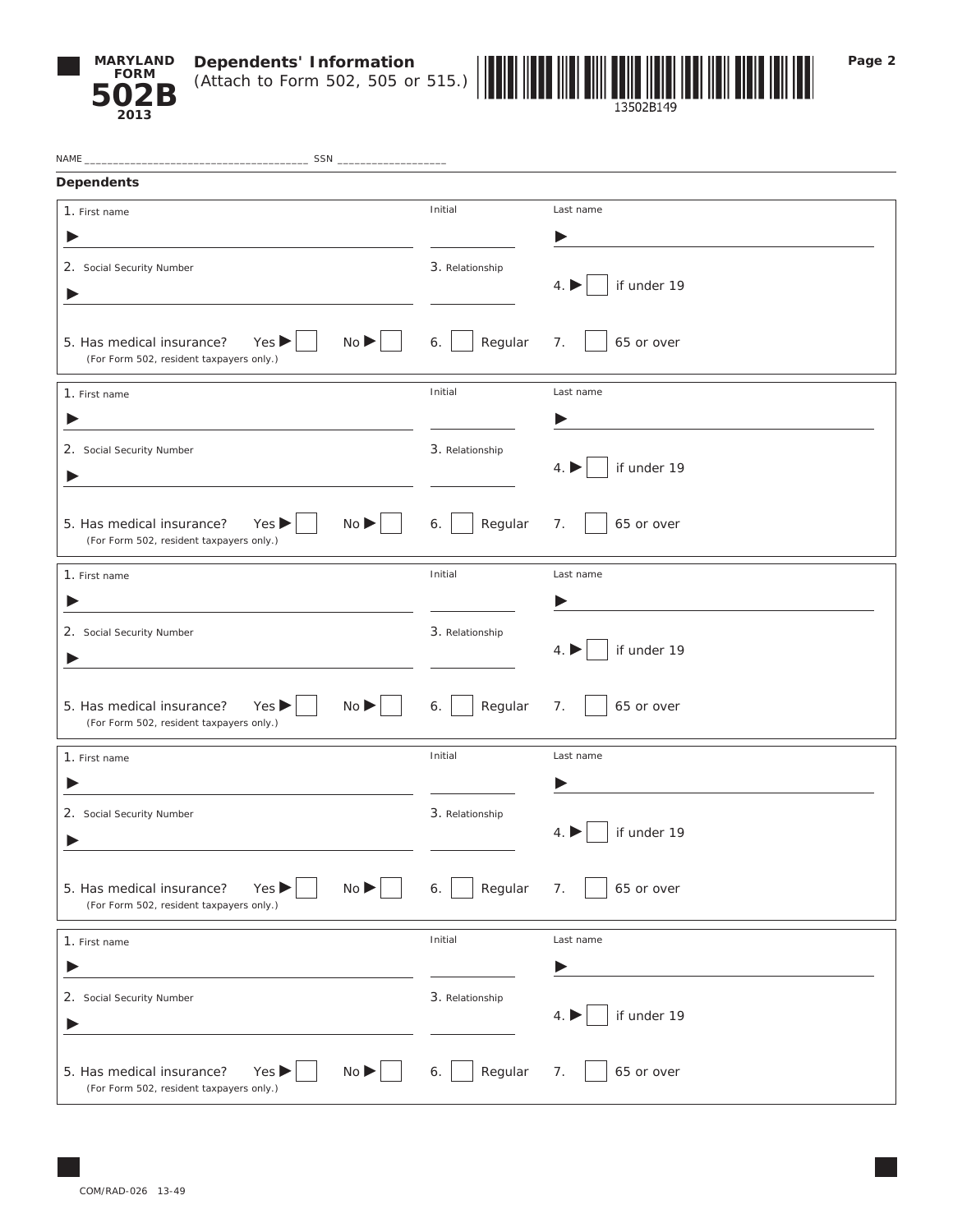# MARYLAND FORM 502B 2013

## Dependents' Information
(Attach to Form 502, 505 or 515.)

13502B149

NAME ______________________________________ SSN __________________

### Dependents

1. First name ▶ ______________________ Initial ________ Last name ▶ ______________________

2. Social Security Number ▶ ______________________ 3. Relationship ________ 4. ▶ ☐ if under 19

5. Has medical insurance? Yes ▶ ☐ No ▶ ☐ 6. ☐ Regular 7. ☐ 65 or over
(For Form 502, resident taxpayers only.)

---

1. First name ▶ ______________________ Initial ________ Last name ▶ ______________________

2. Social Security Number ▶ ______________________ 3. Relationship ________ 4. ▶ ☐ if under 19

5. Has medical insurance? Yes ▶ ☐ No ▶ ☐ 6. ☐ Regular 7. ☐ 65 or over
(For Form 502, resident taxpayers only.)

---

1. First name ▶ ______________________ Initial ________ Last name ▶ ______________________

2. Social Security Number ▶ ______________________ 3. Relationship ________ 4. ▶ ☐ if under 19

5. Has medical insurance? Yes ▶ ☐ No ▶ ☐ 6. ☐ Regular 7. ☐ 65 or over
(For Form 502, resident taxpayers only.)

---

1. First name ▶ ______________________ Initial ________ Last name ▶ ______________________

2. Social Security Number ▶ ______________________ 3. Relationship ________ 4. ▶ ☐ if under 19

5. Has medical insurance? Yes ▶ ☐ No ▶ ☐ 6. ☐ Regular 7. ☐ 65 or over
(For Form 502, resident taxpayers only.)

---

1. First name ▶ ______________________ Initial ________ Last name ▶ ______________________

2. Social Security Number ▶ ______________________ 3. Relationship ________ 4. ▶ ☐ if under 19

5. Has medical insurance? Yes ▶ ☐ No ▶ ☐ 6. ☐ Regular 7. ☐ 65 or over
(For Form 502, resident taxpayers only.)

COM/RAD-026 13-49